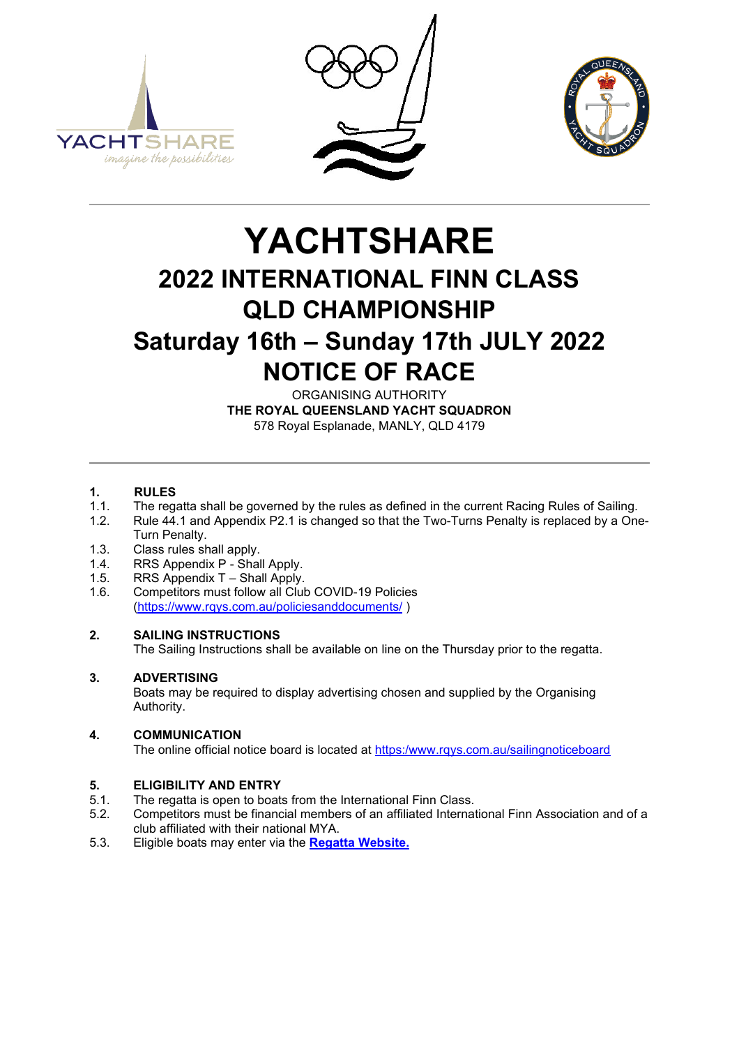# YACHTSHARE

## 2022 INTERNATIONAL FINN CLASS QLD CHAMPIONSHIP

## Saturday 16th – Sunday 17th JULY 2022

## NOTICE OF RACE

ORGANISING AUTHORITY
**THE ROYAL QUEENSLAND YACHT SQUADRON**
578 Royal Esplanade, MANLY, QLD 4179

---

### 1. RULES

1.1. The regatta shall be governed by the rules as defined in the current Racing Rules of Sailing.
1.2. Rule 44.1 and Appendix P2.1 is changed so that the Two-Turns Penalty is replaced by a One-Turn Penalty.
1.3. Class rules shall apply.
1.4. RRS Appendix P - Shall Apply.
1.5. RRS Appendix T – Shall Apply.
1.6. Competitors must follow all Club COVID-19 Policies (https://www.rqys.com.au/policiesanddocuments/ )

### 2. SAILING INSTRUCTIONS

The Sailing Instructions shall be available on line on the Thursday prior to the regatta.

### 3. ADVERTISING

Boats may be required to display advertising chosen and supplied by the Organising Authority.

### 4. COMMUNICATION

The online official notice board is located at https:/www.rqys.com.au/sailingnoticeboard

### 5. ELIGIBILITY AND ENTRY

5.1. The regatta is open to boats from the International Finn Class.
5.2. Competitors must be financial members of an affiliated International Finn Association and of a club affiliated with their national MYA.
5.3. Eligible boats may enter via the **Regatta Website.**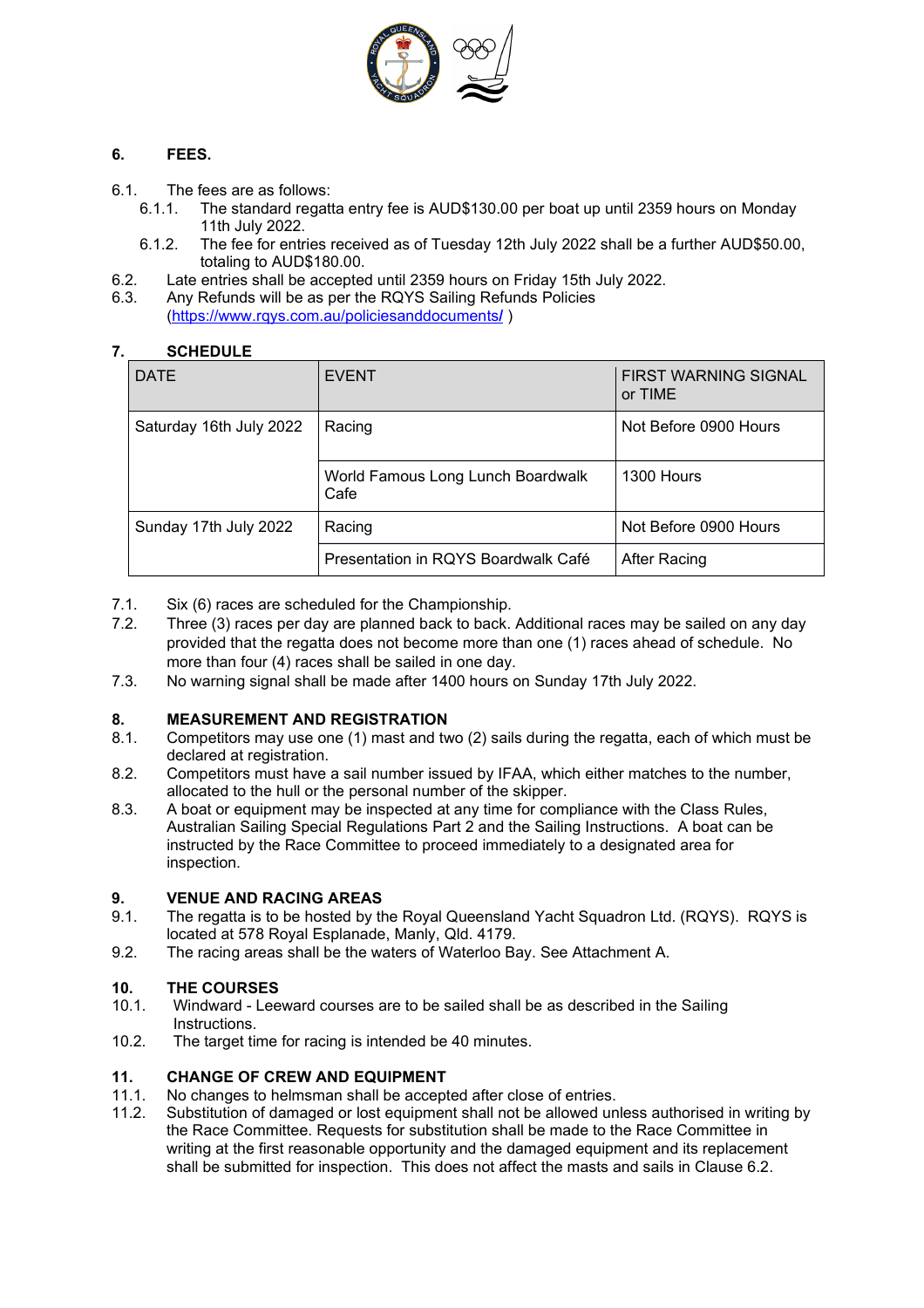## 6. FEES.

6.1. The fees are as follows:

6.1.1. The standard regatta entry fee is AUD$130.00 per boat up until 2359 hours on Monday 11th July 2022.

6.1.2. The fee for entries received as of Tuesday 12th July 2022 shall be a further AUD$50.00, totaling to AUD$180.00.

6.2. Late entries shall be accepted until 2359 hours on Friday 15th July 2022.

6.3. Any Refunds will be as per the RQYS Sailing Refunds Policies (https://www.rqys.com.au/policiesanddocuments/ )

## 7. SCHEDULE

| DATE | EVENT | FIRST WARNING SIGNAL or TIME |
|---|---|---|
| Saturday 16th July 2022 | Racing | Not Before 0900 Hours |
| | World Famous Long Lunch Boardwalk Cafe | 1300 Hours |
| Sunday 17th July 2022 | Racing | Not Before 0900 Hours |
| | Presentation in RQYS Boardwalk Café | After Racing |

7.1. Six (6) races are scheduled for the Championship.

7.2. Three (3) races per day are planned back to back. Additional races may be sailed on any day provided that the regatta does not become more than one (1) races ahead of schedule. No more than four (4) races shall be sailed in one day.

7.3. No warning signal shall be made after 1400 hours on Sunday 17th July 2022.

## 8. MEASUREMENT AND REGISTRATION

8.1. Competitors may use one (1) mast and two (2) sails during the regatta, each of which must be declared at registration.

8.2. Competitors must have a sail number issued by IFAA, which either matches to the number, allocated to the hull or the personal number of the skipper.

8.3. A boat or equipment may be inspected at any time for compliance with the Class Rules, Australian Sailing Special Regulations Part 2 and the Sailing Instructions. A boat can be instructed by the Race Committee to proceed immediately to a designated area for inspection.

## 9. VENUE AND RACING AREAS

9.1. The regatta is to be hosted by the Royal Queensland Yacht Squadron Ltd. (RQYS). RQYS is located at 578 Royal Esplanade, Manly, Qld. 4179.

9.2. The racing areas shall be the waters of Waterloo Bay. See Attachment A.

## 10. THE COURSES

10.1. Windward - Leeward courses are to be sailed shall be as described in the Sailing Instructions.

10.2. The target time for racing is intended be 40 minutes.

## 11. CHANGE OF CREW AND EQUIPMENT

11.1. No changes to helmsman shall be accepted after close of entries.

11.2. Substitution of damaged or lost equipment shall not be allowed unless authorised in writing by the Race Committee. Requests for substitution shall be made to the Race Committee in writing at the first reasonable opportunity and the damaged equipment and its replacement shall be submitted for inspection. This does not affect the masts and sails in Clause 6.2.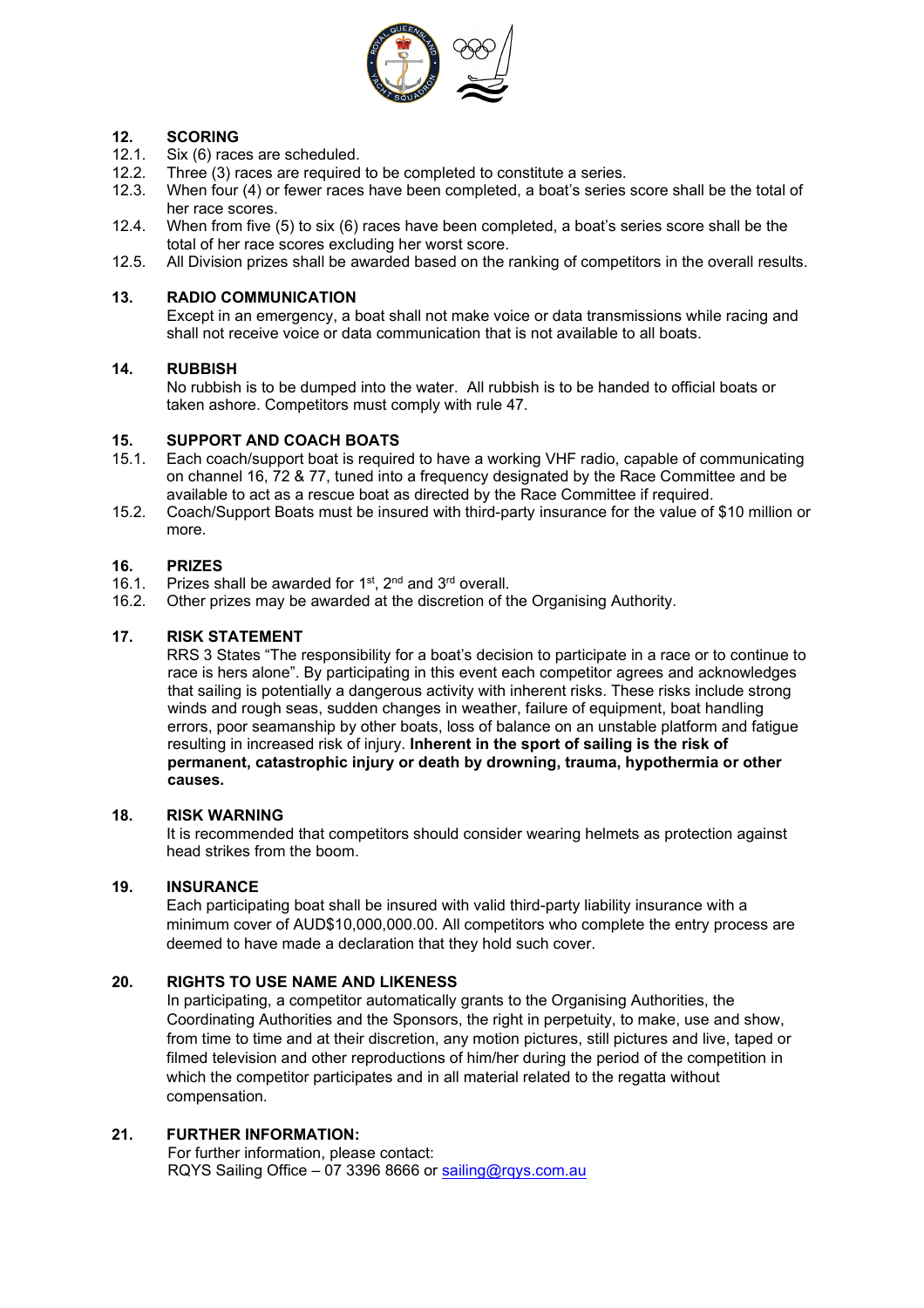## 12. SCORING

12.1. Six (6) races are scheduled.

12.2. Three (3) races are required to be completed to constitute a series.

12.3. When four (4) or fewer races have been completed, a boat's series score shall be the total of her race scores.

12.4. When from five (5) to six (6) races have been completed, a boat's series score shall be the total of her race scores excluding her worst score.

12.5. All Division prizes shall be awarded based on the ranking of competitors in the overall results.

## 13. RADIO COMMUNICATION

Except in an emergency, a boat shall not make voice or data transmissions while racing and shall not receive voice or data communication that is not available to all boats.

## 14. RUBBISH

No rubbish is to be dumped into the water. All rubbish is to be handed to official boats or taken ashore. Competitors must comply with rule 47.

## 15. SUPPORT AND COACH BOATS

15.1. Each coach/support boat is required to have a working VHF radio, capable of communicating on channel 16, 72 & 77, tuned into a frequency designated by the Race Committee and be available to act as a rescue boat as directed by the Race Committee if required.

15.2. Coach/Support Boats must be insured with third-party insurance for the value of $10 million or more.

## 16. PRIZES

16.1. Prizes shall be awarded for 1st, 2nd and 3rd overall.

16.2. Other prizes may be awarded at the discretion of the Organising Authority.

## 17. RISK STATEMENT

RRS 3 States "The responsibility for a boat's decision to participate in a race or to continue to race is hers alone". By participating in this event each competitor agrees and acknowledges that sailing is potentially a dangerous activity with inherent risks. These risks include strong winds and rough seas, sudden changes in weather, failure of equipment, boat handling errors, poor seamanship by other boats, loss of balance on an unstable platform and fatigue resulting in increased risk of injury. **Inherent in the sport of sailing is the risk of permanent, catastrophic injury or death by drowning, trauma, hypothermia or other causes.**

## 18. RISK WARNING

It is recommended that competitors should consider wearing helmets as protection against head strikes from the boom.

## 19. INSURANCE

Each participating boat shall be insured with valid third-party liability insurance with a minimum cover of AUD$10,000,000.00. All competitors who complete the entry process are deemed to have made a declaration that they hold such cover.

## 20. RIGHTS TO USE NAME AND LIKENESS

In participating, a competitor automatically grants to the Organising Authorities, the Coordinating Authorities and the Sponsors, the right in perpetuity, to make, use and show, from time to time and at their discretion, any motion pictures, still pictures and live, taped or filmed television and other reproductions of him/her during the period of the competition in which the competitor participates and in all material related to the regatta without compensation.

## 21. FURTHER INFORMATION:

For further information, please contact:
RQYS Sailing Office – 07 3396 8666 or sailing@rqys.com.au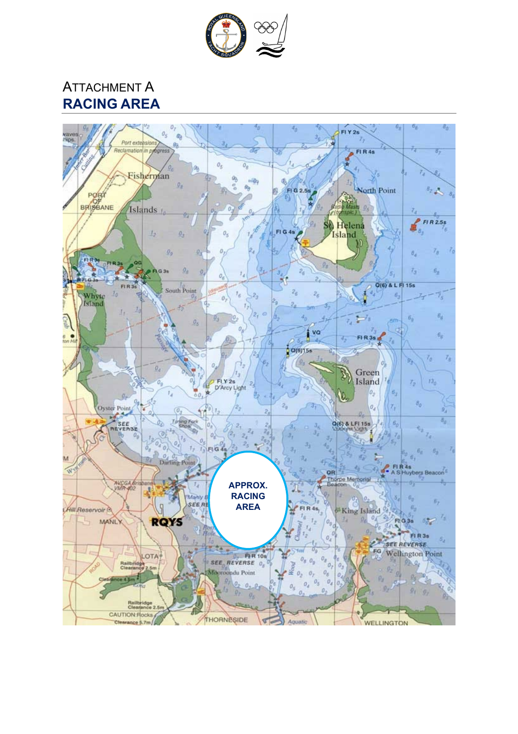# ATTACHMENT A
## RACING AREA

APPROX. RACING AREA

RQYS

Port extensions
Reclamation in progress

PORT OF BRISBANE

Fisherman Islands

Whyte Island

South Point

St. Helena Island

North Point

Green Island

D'Arcy Light

Oyster Point

Darling Point

MANLY

LOTA

King Island

Wellington Point

Mooroondu Point

THORNESIDE

WELLINGTON

Thorpe Memorial Beacon

A S Huybers Beacon

SEE REVERSE

Fl Y 2s

Fl R 4s

Fl G 2.5s

Fl G 4s

Fl R 2.5s

Q(6) & L Fl 15s

VQ

Q(9)15s

Fl R 3s

QR

Fl G 3s

Fl R 10s

FG

Radio Masts (conspic.)

Railbridge Clearance 2.5m

Clearance 4.5m

CAUTION Rocks Clearance 5.7m